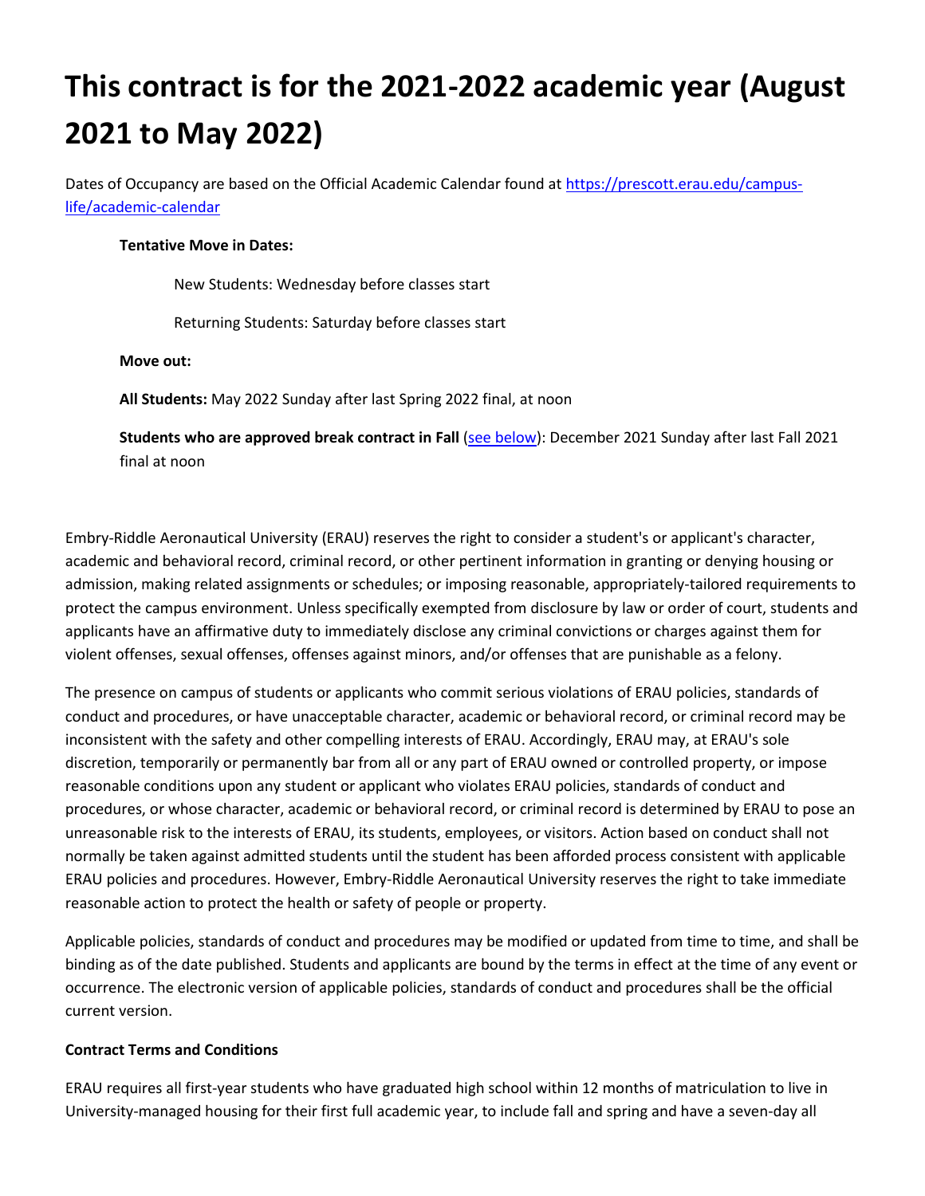# This contract is for the 2021-2022 academic year (August 2021 to May 2022)

Dates of Occupancy are based on the Official Academic Calendar found at [https://prescott.erau.edu/campus-life/academic-calendar](https://prescott.erau.edu/campus-life/academic-calendar)

**Tentative Move in Dates:**

New Students: Wednesday before classes start

Returning Students: Saturday before classes start

**Move out:**

**All Students:** May 2022 Sunday after last Spring 2022 final, at noon

**Students who are approved break contract in Fall** (see below): December 2021 Sunday after last Fall 2021 final at noon

Embry-Riddle Aeronautical University (ERAU) reserves the right to consider a student's or applicant's character, academic and behavioral record, criminal record, or other pertinent information in granting or denying housing or admission, making related assignments or schedules; or imposing reasonable, appropriately-tailored requirements to protect the campus environment. Unless specifically exempted from disclosure by law or order of court, students and applicants have an affirmative duty to immediately disclose any criminal convictions or charges against them for violent offenses, sexual offenses, offenses against minors, and/or offenses that are punishable as a felony.

The presence on campus of students or applicants who commit serious violations of ERAU policies, standards of conduct and procedures, or have unacceptable character, academic or behavioral record, or criminal record may be inconsistent with the safety and other compelling interests of ERAU. Accordingly, ERAU may, at ERAU's sole discretion, temporarily or permanently bar from all or any part of ERAU owned or controlled property, or impose reasonable conditions upon any student or applicant who violates ERAU policies, standards of conduct and procedures, or whose character, academic or behavioral record, or criminal record is determined by ERAU to pose an unreasonable risk to the interests of ERAU, its students, employees, or visitors. Action based on conduct shall not normally be taken against admitted students until the student has been afforded process consistent with applicable ERAU policies and procedures. However, Embry-Riddle Aeronautical University reserves the right to take immediate reasonable action to protect the health or safety of people or property.

Applicable policies, standards of conduct and procedures may be modified or updated from time to time, and shall be binding as of the date published. Students and applicants are bound by the terms in effect at the time of any event or occurrence. The electronic version of applicable policies, standards of conduct and procedures shall be the official current version.

**Contract Terms and Conditions**

ERAU requires all first-year students who have graduated high school within 12 months of matriculation to live in University-managed housing for their first full academic year, to include fall and spring and have a seven-day all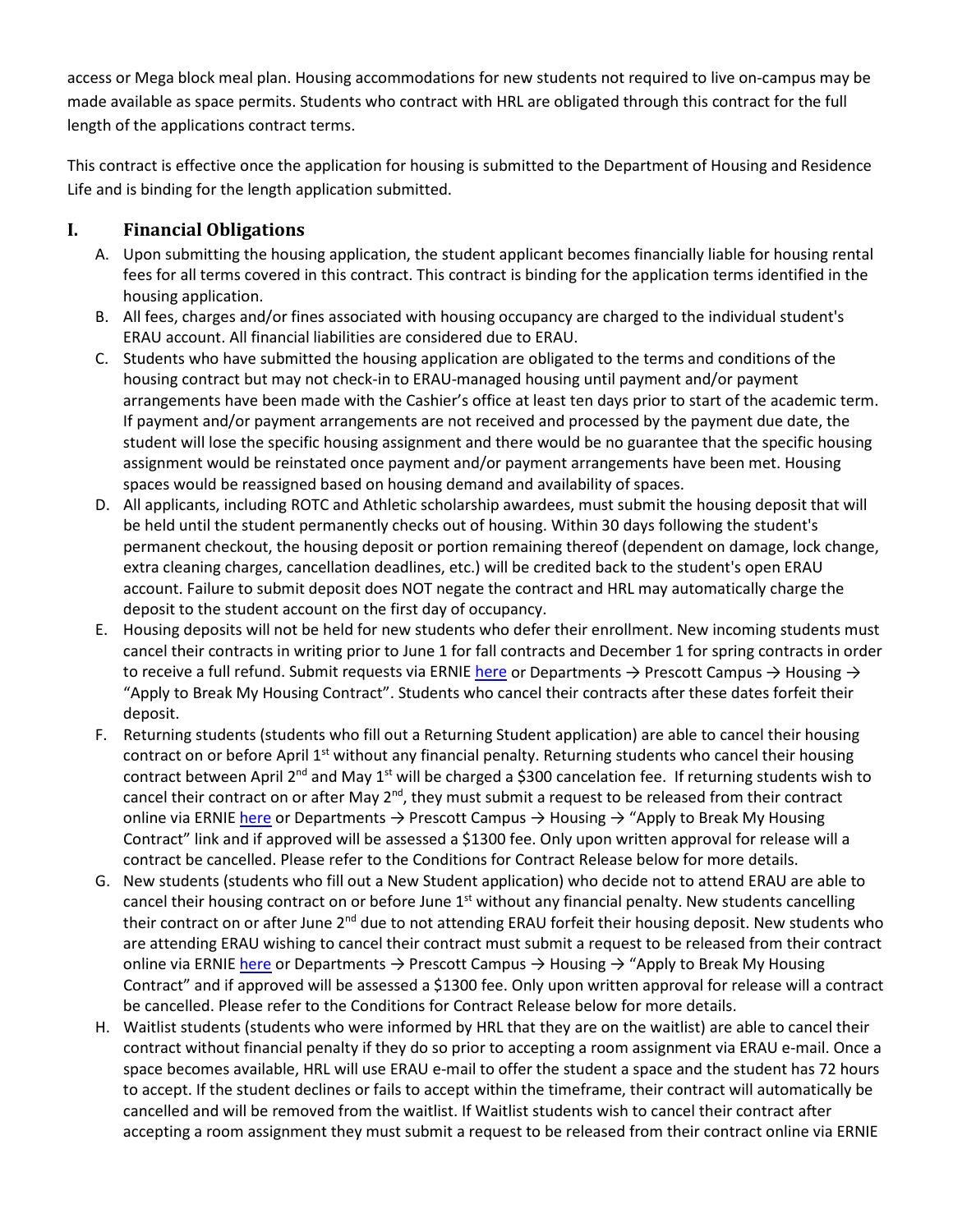access or Mega block meal plan. Housing accommodations for new students not required to live on-campus may be made available as space permits. Students who contract with HRL are obligated through this contract for the full length of the applications contract terms.

This contract is effective once the application for housing is submitted to the Department of Housing and Residence Life and is binding for the length application submitted.

## I. Financial Obligations

A. Upon submitting the housing application, the student applicant becomes financially liable for housing rental fees for all terms covered in this contract. This contract is binding for the application terms identified in the housing application.

B. All fees, charges and/or fines associated with housing occupancy are charged to the individual student's ERAU account. All financial liabilities are considered due to ERAU.

C. Students who have submitted the housing application are obligated to the terms and conditions of the housing contract but may not check-in to ERAU-managed housing until payment and/or payment arrangements have been made with the Cashier's office at least ten days prior to start of the academic term. If payment and/or payment arrangements are not received and processed by the payment due date, the student will lose the specific housing assignment and there would be no guarantee that the specific housing assignment would be reinstated once payment and/or payment arrangements have been met. Housing spaces would be reassigned based on housing demand and availability of spaces.

D. All applicants, including ROTC and Athletic scholarship awardees, must submit the housing deposit that will be held until the student permanently checks out of housing. Within 30 days following the student's permanent checkout, the housing deposit or portion remaining thereof (dependent on damage, lock change, extra cleaning charges, cancellation deadlines, etc.) will be credited back to the student's open ERAU account. Failure to submit deposit does NOT negate the contract and HRL may automatically charge the deposit to the student account on the first day of occupancy.

E. Housing deposits will not be held for new students who defer their enrollment. New incoming students must cancel their contracts in writing prior to June 1 for fall contracts and December 1 for spring contracts in order to receive a full refund. Submit requests via ERNIE here or Departments → Prescott Campus → Housing → "Apply to Break My Housing Contract". Students who cancel their contracts after these dates forfeit their deposit.

F. Returning students (students who fill out a Returning Student application) are able to cancel their housing contract on or before April 1st without any financial penalty. Returning students who cancel their housing contract between April 2nd and May 1st will be charged a $300 cancelation fee. If returning students wish to cancel their contract on or after May 2nd, they must submit a request to be released from their contract online via ERNIE here or Departments → Prescott Campus → Housing → "Apply to Break My Housing Contract" link and if approved will be assessed a $1300 fee. Only upon written approval for release will a contract be cancelled. Please refer to the Conditions for Contract Release below for more details.

G. New students (students who fill out a New Student application) who decide not to attend ERAU are able to cancel their housing contract on or before June 1st without any financial penalty. New students cancelling their contract on or after June 2nd due to not attending ERAU forfeit their housing deposit. New students who are attending ERAU wishing to cancel their contract must submit a request to be released from their contract online via ERNIE here or Departments → Prescott Campus → Housing → "Apply to Break My Housing Contract" and if approved will be assessed a $1300 fee. Only upon written approval for release will a contract be cancelled. Please refer to the Conditions for Contract Release below for more details.

H. Waitlist students (students who were informed by HRL that they are on the waitlist) are able to cancel their contract without financial penalty if they do so prior to accepting a room assignment via ERAU e-mail. Once a space becomes available, HRL will use ERAU e-mail to offer the student a space and the student has 72 hours to accept. If the student declines or fails to accept within the timeframe, their contract will automatically be cancelled and will be removed from the waitlist. If Waitlist students wish to cancel their contract after accepting a room assignment they must submit a request to be released from their contract online via ERNIE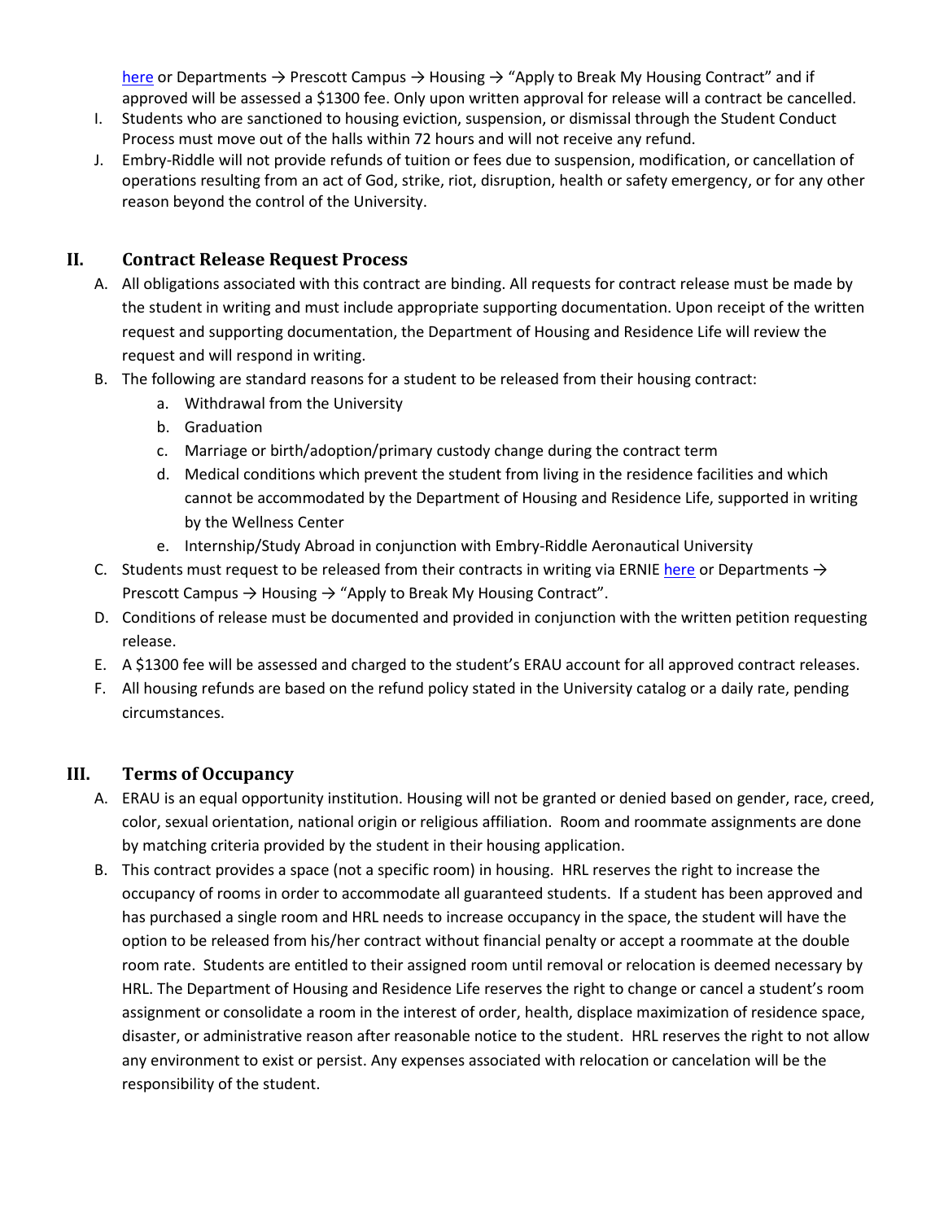here or Departments → Prescott Campus → Housing → "Apply to Break My Housing Contract" and if approved will be assessed a $1300 fee. Only upon written approval for release will a contract be cancelled.

I. Students who are sanctioned to housing eviction, suspension, or dismissal through the Student Conduct Process must move out of the halls within 72 hours and will not receive any refund.

J. Embry-Riddle will not provide refunds of tuition or fees due to suspension, modification, or cancellation of operations resulting from an act of God, strike, riot, disruption, health or safety emergency, or for any other reason beyond the control of the University.

## II. Contract Release Request Process

A. All obligations associated with this contract are binding. All requests for contract release must be made by the student in writing and must include appropriate supporting documentation. Upon receipt of the written request and supporting documentation, the Department of Housing and Residence Life will review the request and will respond in writing.

B. The following are standard reasons for a student to be released from their housing contract:

   a. Withdrawal from the University
   b. Graduation
   c. Marriage or birth/adoption/primary custody change during the contract term
   d. Medical conditions which prevent the student from living in the residence facilities and which cannot be accommodated by the Department of Housing and Residence Life, supported in writing by the Wellness Center
   e. Internship/Study Abroad in conjunction with Embry-Riddle Aeronautical University

C. Students must request to be released from their contracts in writing via ERNIE here or Departments → Prescott Campus → Housing → "Apply to Break My Housing Contract".

D. Conditions of release must be documented and provided in conjunction with the written petition requesting release.

E. A $1300 fee will be assessed and charged to the student's ERAU account for all approved contract releases.

F. All housing refunds are based on the refund policy stated in the University catalog or a daily rate, pending circumstances.

## III. Terms of Occupancy

A. ERAU is an equal opportunity institution. Housing will not be granted or denied based on gender, race, creed, color, sexual orientation, national origin or religious affiliation. Room and roommate assignments are done by matching criteria provided by the student in their housing application.

B. This contract provides a space (not a specific room) in housing. HRL reserves the right to increase the occupancy of rooms in order to accommodate all guaranteed students. If a student has been approved and has purchased a single room and HRL needs to increase occupancy in the space, the student will have the option to be released from his/her contract without financial penalty or accept a roommate at the double room rate. Students are entitled to their assigned room until removal or relocation is deemed necessary by HRL. The Department of Housing and Residence Life reserves the right to change or cancel a student's room assignment or consolidate a room in the interest of order, health, displace maximization of residence space, disaster, or administrative reason after reasonable notice to the student. HRL reserves the right to not allow any environment to exist or persist. Any expenses associated with relocation or cancelation will be the responsibility of the student.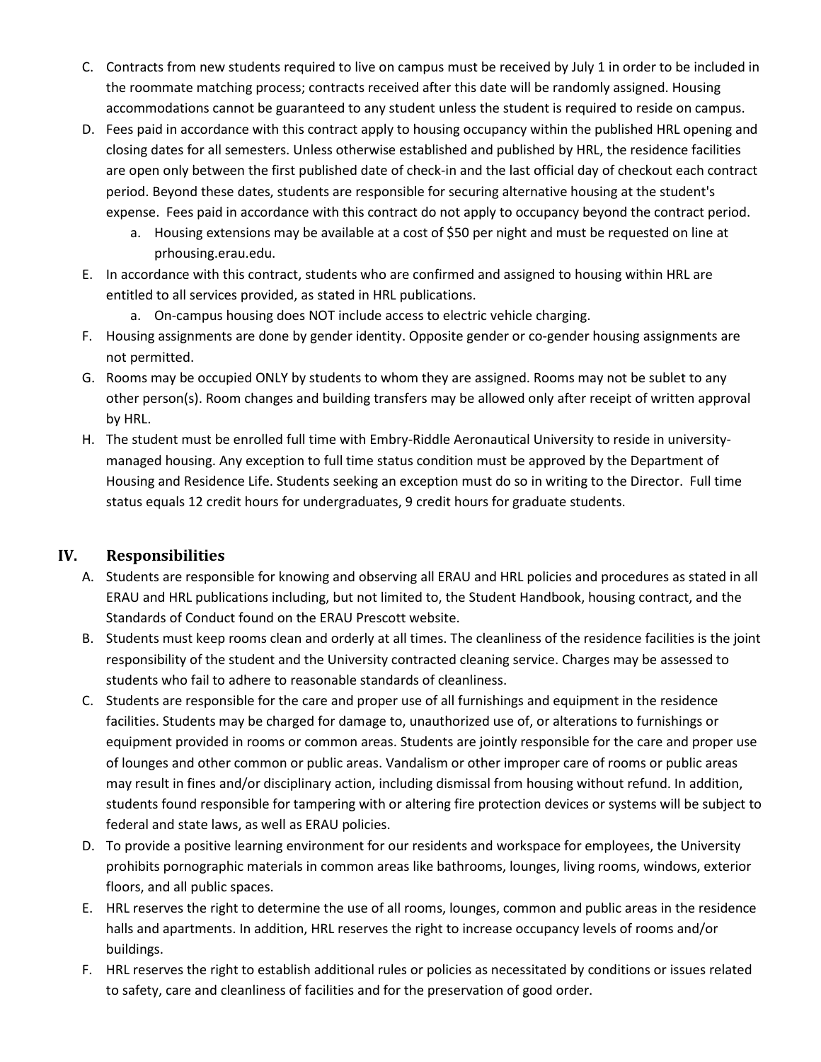C. Contracts from new students required to live on campus must be received by July 1 in order to be included in the roommate matching process; contracts received after this date will be randomly assigned. Housing accommodations cannot be guaranteed to any student unless the student is required to reside on campus.

D. Fees paid in accordance with this contract apply to housing occupancy within the published HRL opening and closing dates for all semesters. Unless otherwise established and published by HRL, the residence facilities are open only between the first published date of check-in and the last official day of checkout each contract period. Beyond these dates, students are responsible for securing alternative housing at the student's expense. Fees paid in accordance with this contract do not apply to occupancy beyond the contract period.
   a. Housing extensions may be available at a cost of $50 per night and must be requested on line at prhousing.erau.edu.

E. In accordance with this contract, students who are confirmed and assigned to housing within HRL are entitled to all services provided, as stated in HRL publications.
   a. On-campus housing does NOT include access to electric vehicle charging.

F. Housing assignments are done by gender identity. Opposite gender or co-gender housing assignments are not permitted.

G. Rooms may be occupied ONLY by students to whom they are assigned. Rooms may not be sublet to any other person(s). Room changes and building transfers may be allowed only after receipt of written approval by HRL.

H. The student must be enrolled full time with Embry-Riddle Aeronautical University to reside in university-managed housing. Any exception to full time status condition must be approved by the Department of Housing and Residence Life. Students seeking an exception must do so in writing to the Director. Full time status equals 12 credit hours for undergraduates, 9 credit hours for graduate students.

## IV. Responsibilities

A. Students are responsible for knowing and observing all ERAU and HRL policies and procedures as stated in all ERAU and HRL publications including, but not limited to, the Student Handbook, housing contract, and the Standards of Conduct found on the ERAU Prescott website.

B. Students must keep rooms clean and orderly at all times. The cleanliness of the residence facilities is the joint responsibility of the student and the University contracted cleaning service. Charges may be assessed to students who fail to adhere to reasonable standards of cleanliness.

C. Students are responsible for the care and proper use of all furnishings and equipment in the residence facilities. Students may be charged for damage to, unauthorized use of, or alterations to furnishings or equipment provided in rooms or common areas. Students are jointly responsible for the care and proper use of lounges and other common or public areas. Vandalism or other improper care of rooms or public areas may result in fines and/or disciplinary action, including dismissal from housing without refund. In addition, students found responsible for tampering with or altering fire protection devices or systems will be subject to federal and state laws, as well as ERAU policies.

D. To provide a positive learning environment for our residents and workspace for employees, the University prohibits pornographic materials in common areas like bathrooms, lounges, living rooms, windows, exterior floors, and all public spaces.

E. HRL reserves the right to determine the use of all rooms, lounges, common and public areas in the residence halls and apartments. In addition, HRL reserves the right to increase occupancy levels of rooms and/or buildings.

F. HRL reserves the right to establish additional rules or policies as necessitated by conditions or issues related to safety, care and cleanliness of facilities and for the preservation of good order.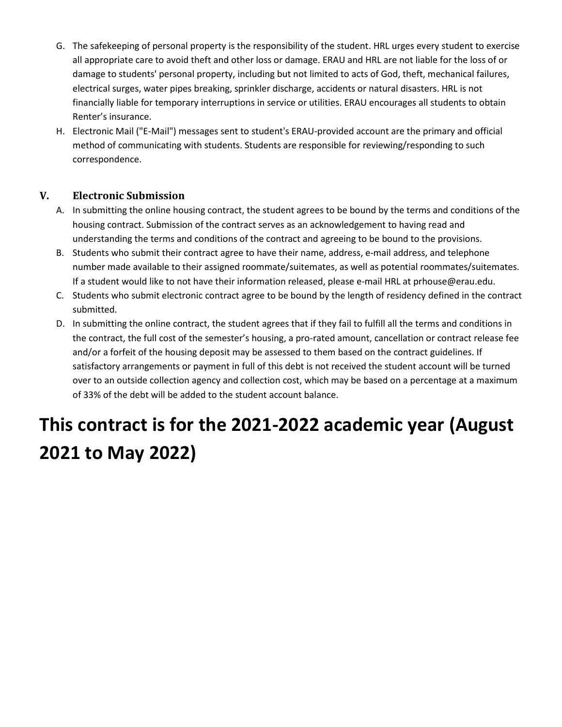G. The safekeeping of personal property is the responsibility of the student. HRL urges every student to exercise all appropriate care to avoid theft and other loss or damage. ERAU and HRL are not liable for the loss of or damage to students' personal property, including but not limited to acts of God, theft, mechanical failures, electrical surges, water pipes breaking, sprinkler discharge, accidents or natural disasters. HRL is not financially liable for temporary interruptions in service or utilities. ERAU encourages all students to obtain Renter's insurance.

H. Electronic Mail ("E-Mail") messages sent to student's ERAU-provided account are the primary and official method of communicating with students. Students are responsible for reviewing/responding to such correspondence.

### V. Electronic Submission

A. In submitting the online housing contract, the student agrees to be bound by the terms and conditions of the housing contract. Submission of the contract serves as an acknowledgement to having read and understanding the terms and conditions of the contract and agreeing to be bound to the provisions.

B. Students who submit their contract agree to have their name, address, e-mail address, and telephone number made available to their assigned roommate/suitemates, as well as potential roommates/suitemates. If a student would like to not have their information released, please e-mail HRL at prhouse@erau.edu.

C. Students who submit electronic contract agree to be bound by the length of residency defined in the contract submitted.

D. In submitting the online contract, the student agrees that if they fail to fulfill all the terms and conditions in the contract, the full cost of the semester's housing, a pro-rated amount, cancellation or contract release fee and/or a forfeit of the housing deposit may be assessed to them based on the contract guidelines. If satisfactory arrangements or payment in full of this debt is not received the student account will be turned over to an outside collection agency and collection cost, which may be based on a percentage at a maximum of 33% of the debt will be added to the student account balance.

# This contract is for the 2021-2022 academic year (August 2021 to May 2022)